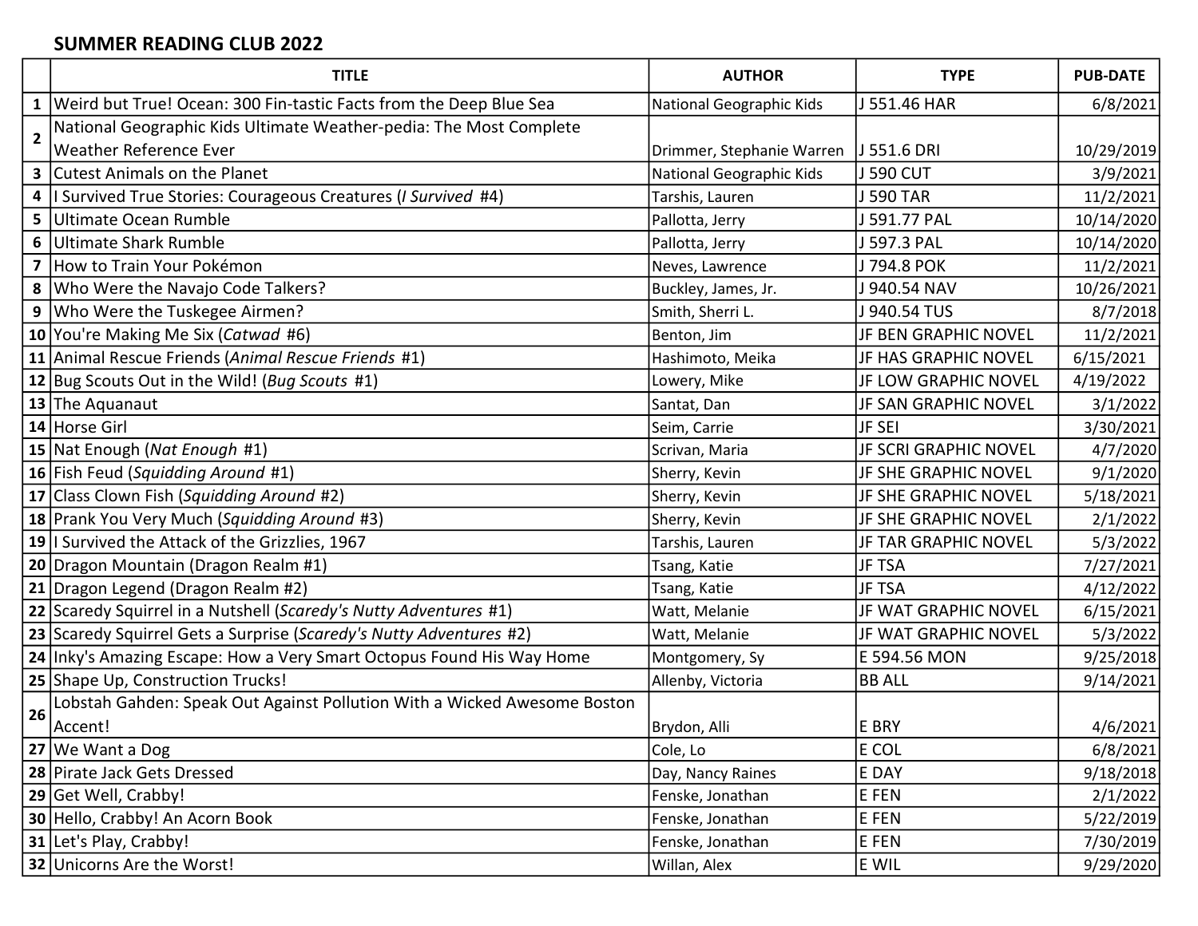**SUMMER READING CLUB 2022**

| | TITLE | AUTHOR | TYPE | PUB-DATE |
|---|---|---|---|---|
| 1 | Weird but True! Ocean: 300 Fin-tastic Facts from the Deep Blue Sea | National Geographic Kids | J 551.46 HAR | 6/8/2021 |
| 2 | National Geographic Kids Ultimate Weather-pedia: The Most Complete Weather Reference Ever | Drimmer, Stephanie Warren | J 551.6 DRI | 10/29/2019 |
| 3 | Cutest Animals on the Planet | National Geographic Kids | J 590 CUT | 3/9/2021 |
| 4 | I Survived True Stories: Courageous Creatures (*I Survived* #4) | Tarshis, Lauren | J 590 TAR | 11/2/2021 |
| 5 | Ultimate Ocean Rumble | Pallotta, Jerry | J 591.77 PAL | 10/14/2020 |
| 6 | Ultimate Shark Rumble | Pallotta, Jerry | J 597.3 PAL | 10/14/2020 |
| 7 | How to Train Your Pokémon | Neves, Lawrence | J 794.8 POK | 11/2/2021 |
| 8 | Who Were the Navajo Code Talkers? | Buckley, James, Jr. | J 940.54 NAV | 10/26/2021 |
| 9 | Who Were the Tuskegee Airmen? | Smith, Sherri L. | J 940.54 TUS | 8/7/2018 |
| 10 | You're Making Me Six (*Catwad* #6) | Benton, Jim | JF BEN GRAPHIC NOVEL | 11/2/2021 |
| 11 | Animal Rescue Friends (*Animal Rescue Friends* #1) | Hashimoto, Meika | JF HAS GRAPHIC NOVEL | 6/15/2021 |
| 12 | Bug Scouts Out in the Wild! (*Bug Scouts* #1) | Lowery, Mike | JF LOW GRAPHIC NOVEL | 4/19/2022 |
| 13 | The Aquanaut | Santat, Dan | JF SAN GRAPHIC NOVEL | 3/1/2022 |
| 14 | Horse Girl | Seim, Carrie | JF SEI | 3/30/2021 |
| 15 | Nat Enough (*Nat Enough* #1) | Scrivan, Maria | JF SCRI GRAPHIC NOVEL | 4/7/2020 |
| 16 | Fish Feud (*Squidding Around* #1) | Sherry, Kevin | JF SHE GRAPHIC NOVEL | 9/1/2020 |
| 17 | Class Clown Fish (*Squidding Around* #2) | Sherry, Kevin | JF SHE GRAPHIC NOVEL | 5/18/2021 |
| 18 | Prank You Very Much (*Squidding Around* #3) | Sherry, Kevin | JF SHE GRAPHIC NOVEL | 2/1/2022 |
| 19 | I Survived the Attack of the Grizzlies, 1967 | Tarshis, Lauren | JF TAR GRAPHIC NOVEL | 5/3/2022 |
| 20 | Dragon Mountain (Dragon Realm #1) | Tsang, Katie | JF TSA | 7/27/2021 |
| 21 | Dragon Legend (Dragon Realm #2) | Tsang, Katie | JF TSA | 4/12/2022 |
| 22 | Scaredy Squirrel in a Nutshell (*Scaredy's Nutty Adventures* #1) | Watt, Melanie | JF WAT GRAPHIC NOVEL | 6/15/2021 |
| 23 | Scaredy Squirrel Gets a Surprise (*Scaredy's Nutty Adventures* #2) | Watt, Melanie | JF WAT GRAPHIC NOVEL | 5/3/2022 |
| 24 | Inky's Amazing Escape: How a Very Smart Octopus Found His Way Home | Montgomery, Sy | E 594.56 MON | 9/25/2018 |
| 25 | Shape Up, Construction Trucks! | Allenby, Victoria | BB ALL | 9/14/2021 |
| 26 | Lobstah Gahden: Speak Out Against Pollution With a Wicked Awesome Boston Accent! | Brydon, Alli | E BRY | 4/6/2021 |
| 27 | We Want a Dog | Cole, Lo | E COL | 6/8/2021 |
| 28 | Pirate Jack Gets Dressed | Day, Nancy Raines | E DAY | 9/18/2018 |
| 29 | Get Well, Crabby! | Fenske, Jonathan | E FEN | 2/1/2022 |
| 30 | Hello, Crabby! An Acorn Book | Fenske, Jonathan | E FEN | 5/22/2019 |
| 31 | Let's Play, Crabby! | Fenske, Jonathan | E FEN | 7/30/2019 |
| 32 | Unicorns Are the Worst! | Willan, Alex | E WIL | 9/29/2020 |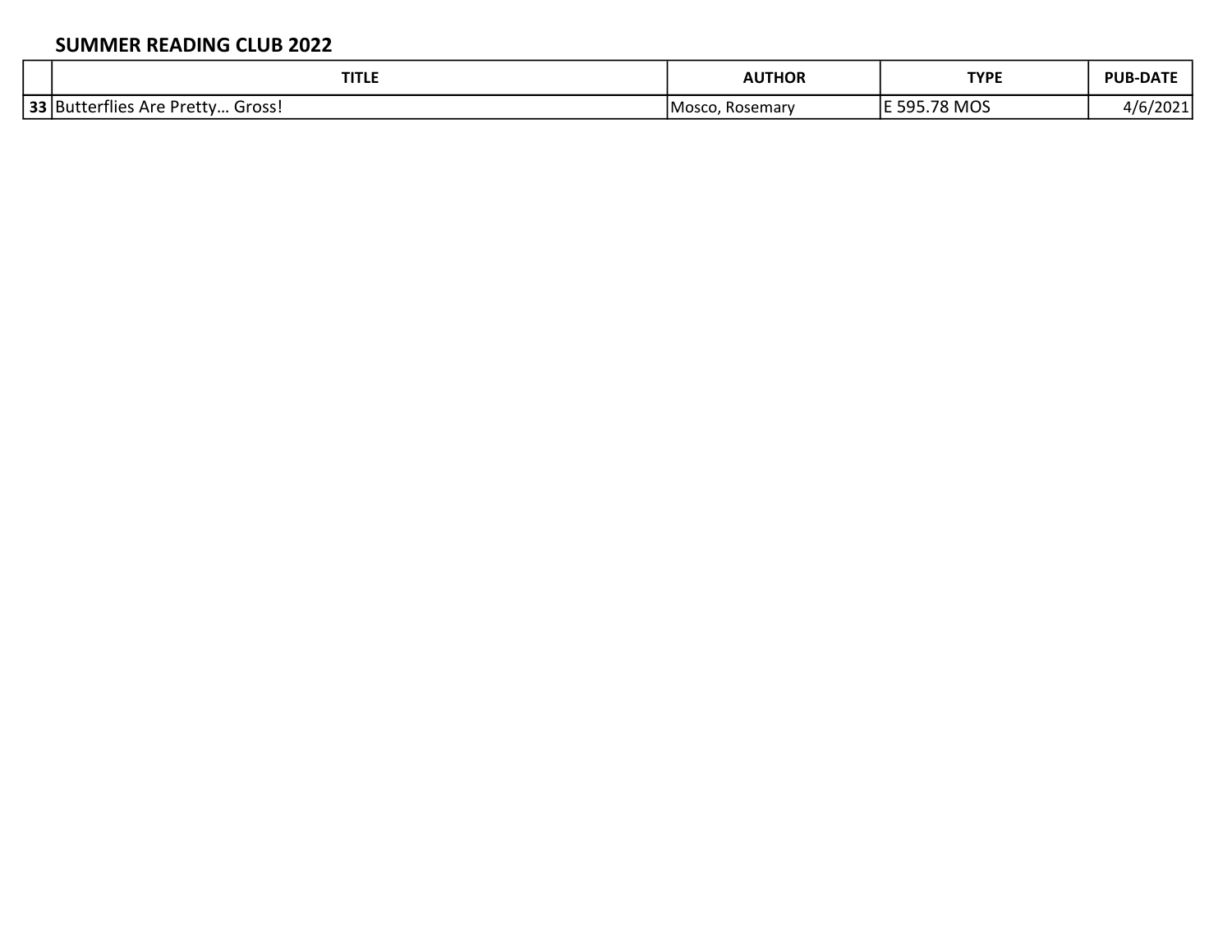### SUMMER READING CLUB 2022

| | TITLE | AUTHOR | TYPE | PUB-DATE |
|---|---|---|---|---|
| **33** | Butterflies Are Pretty… Gross! | Mosco, Rosemary | E 595.78 MOS | 4/6/2021 |